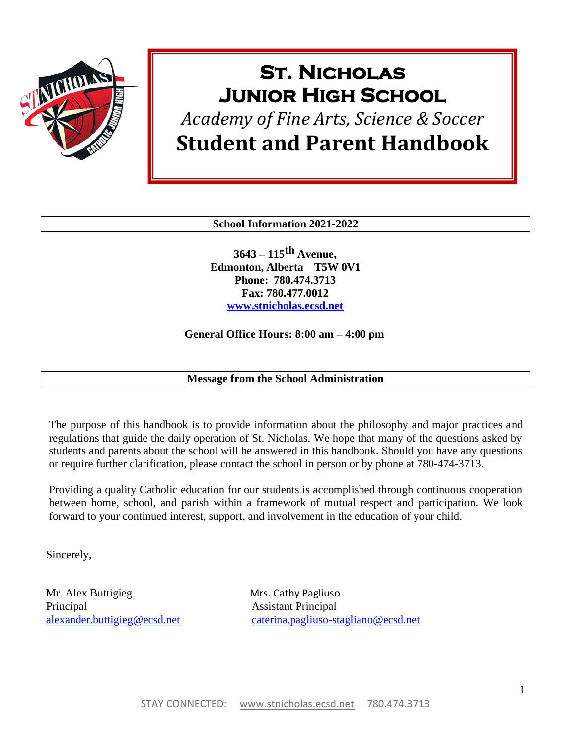# St. Nicholas Junior High School

*Academy of Fine Arts, Science & Soccer*

# Student and Parent Handbook

**School Information 2021-2022**

**3643 – 115th Avenue,**
**Edmonton, Alberta T5W 0V1**
**Phone: 780.474.3713**
**Fax: 780.477.0012**
**www.stnicholas.ecsd.net**

**General Office Hours: 8:00 am – 4:00 pm**

**Message from the School Administration**

The purpose of this handbook is to provide information about the philosophy and major practices and regulations that guide the daily operation of St. Nicholas. We hope that many of the questions asked by students and parents about the school will be answered in this handbook. Should you have any questions or require further clarification, please contact the school in person or by phone at 780-474-3713.

Providing a quality Catholic education for our students is accomplished through continuous cooperation between home, school, and parish within a framework of mutual respect and participation. We look forward to your continued interest, support, and involvement in the education of your child.

Sincerely,

Mr. Alex Buttigieg
Principal
alexander.buttigieg@ecsd.net

Mrs. Cathy Pagliuso
Assistant Principal
caterina.pagliuso-stagliano@ecsd.net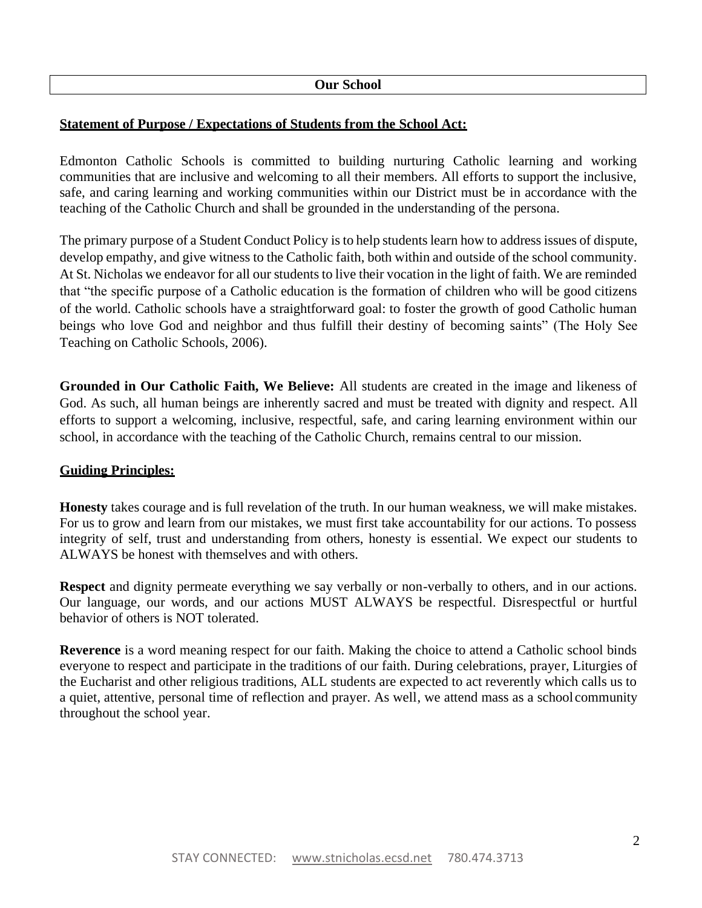## Our School

**Statement of Purpose / Expectations of Students from the School Act:**

Edmonton Catholic Schools is committed to building nurturing Catholic learning and working communities that are inclusive and welcoming to all their members. All efforts to support the inclusive, safe, and caring learning and working communities within our District must be in accordance with the teaching of the Catholic Church and shall be grounded in the understanding of the persona.

The primary purpose of a Student Conduct Policy is to help students learn how to address issues of dispute, develop empathy, and give witness to the Catholic faith, both within and outside of the school community. At St. Nicholas we endeavor for all our students to live their vocation in the light of faith. We are reminded that "the specific purpose of a Catholic education is the formation of children who will be good citizens of the world. Catholic schools have a straightforward goal: to foster the growth of good Catholic human beings who love God and neighbor and thus fulfill their destiny of becoming saints" (The Holy See Teaching on Catholic Schools, 2006).

**Grounded in Our Catholic Faith, We Believe:** All students are created in the image and likeness of God. As such, all human beings are inherently sacred and must be treated with dignity and respect. All efforts to support a welcoming, inclusive, respectful, safe, and caring learning environment within our school, in accordance with the teaching of the Catholic Church, remains central to our mission.

**Guiding Principles:**

**Honesty** takes courage and is full revelation of the truth. In our human weakness, we will make mistakes. For us to grow and learn from our mistakes, we must first take accountability for our actions. To possess integrity of self, trust and understanding from others, honesty is essential. We expect our students to ALWAYS be honest with themselves and with others.

**Respect** and dignity permeate everything we say verbally or non-verbally to others, and in our actions. Our language, our words, and our actions MUST ALWAYS be respectful. Disrespectful or hurtful behavior of others is NOT tolerated.

**Reverence** is a word meaning respect for our faith. Making the choice to attend a Catholic school binds everyone to respect and participate in the traditions of our faith. During celebrations, prayer, Liturgies of the Eucharist and other religious traditions, ALL students are expected to act reverently which calls us to a quiet, attentive, personal time of reflection and prayer. As well, we attend mass as a school community throughout the school year.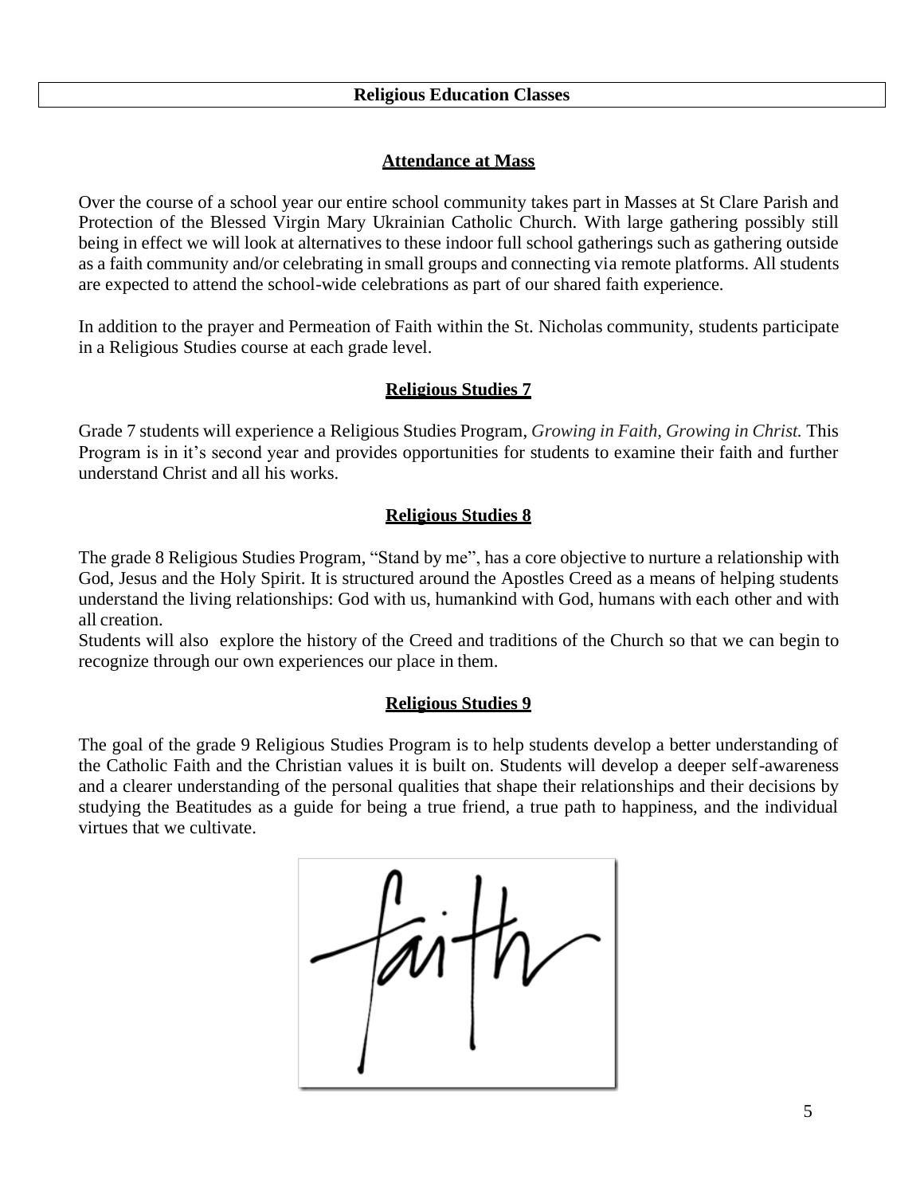# Religious Education Classes

## Attendance at Mass

Over the course of a school year our entire school community takes part in Masses at St Clare Parish and Protection of the Blessed Virgin Mary Ukrainian Catholic Church. With large gathering possibly still being in effect we will look at alternatives to these indoor full school gatherings such as gathering outside as a faith community and/or celebrating in small groups and connecting via remote platforms. All students are expected to attend the school-wide celebrations as part of our shared faith experience.

In addition to the prayer and Permeation of Faith within the St. Nicholas community, students participate in a Religious Studies course at each grade level.

## Religious Studies 7

Grade 7 students will experience a Religious Studies Program, *Growing in Faith, Growing in Christ.* This Program is in it's second year and provides opportunities for students to examine their faith and further understand Christ and all his works.

## Religious Studies 8

The grade 8 Religious Studies Program, "Stand by me", has a core objective to nurture a relationship with God, Jesus and the Holy Spirit. It is structured around the Apostles Creed as a means of helping students understand the living relationships: God with us, humankind with God, humans with each other and with all creation.

Students will also explore the history of the Creed and traditions of the Church so that we can begin to recognize through our own experiences our place in them.

## Religious Studies 9

The goal of the grade 9 Religious Studies Program is to help students develop a better understanding of the Catholic Faith and the Christian values it is built on. Students will develop a deeper self-awareness and a clearer understanding of the personal qualities that shape their relationships and their decisions by studying the Beatitudes as a guide for being a true friend, a true path to happiness, and the individual virtues that we cultivate.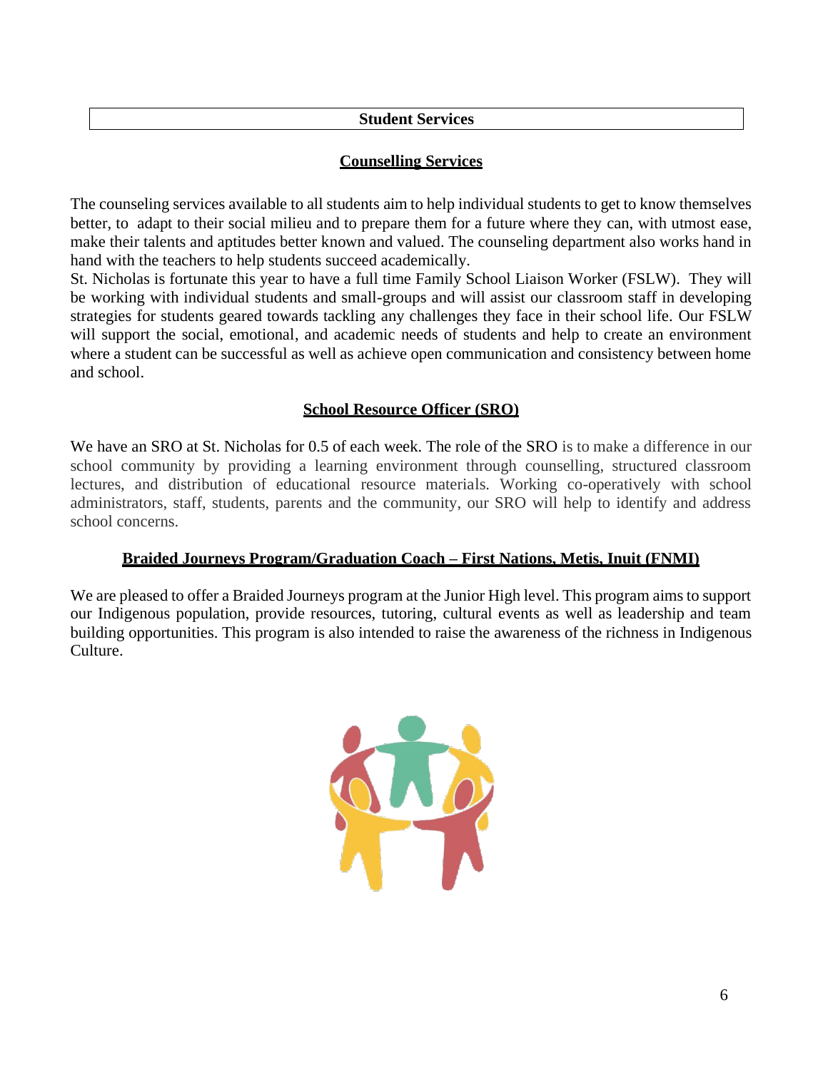## Student Services

### Counselling Services

The counseling services available to all students aim to help individual students to get to know themselves better, to adapt to their social milieu and to prepare them for a future where they can, with utmost ease, make their talents and aptitudes better known and valued. The counseling department also works hand in hand with the teachers to help students succeed academically.

St. Nicholas is fortunate this year to have a full time Family School Liaison Worker (FSLW). They will be working with individual students and small-groups and will assist our classroom staff in developing strategies for students geared towards tackling any challenges they face in their school life. Our FSLW will support the social, emotional, and academic needs of students and help to create an environment where a student can be successful as well as achieve open communication and consistency between home and school.

### School Resource Officer (SRO)

We have an SRO at St. Nicholas for 0.5 of each week. The role of the SRO is to make a difference in our school community by providing a learning environment through counselling, structured classroom lectures, and distribution of educational resource materials. Working co-operatively with school administrators, staff, students, parents and the community, our SRO will help to identify and address school concerns.

### Braided Journeys Program/Graduation Coach – First Nations, Metis, Inuit (FNMI)

We are pleased to offer a Braided Journeys program at the Junior High level. This program aims to support our Indigenous population, provide resources, tutoring, cultural events as well as leadership and team building opportunities. This program is also intended to raise the awareness of the richness in Indigenous Culture.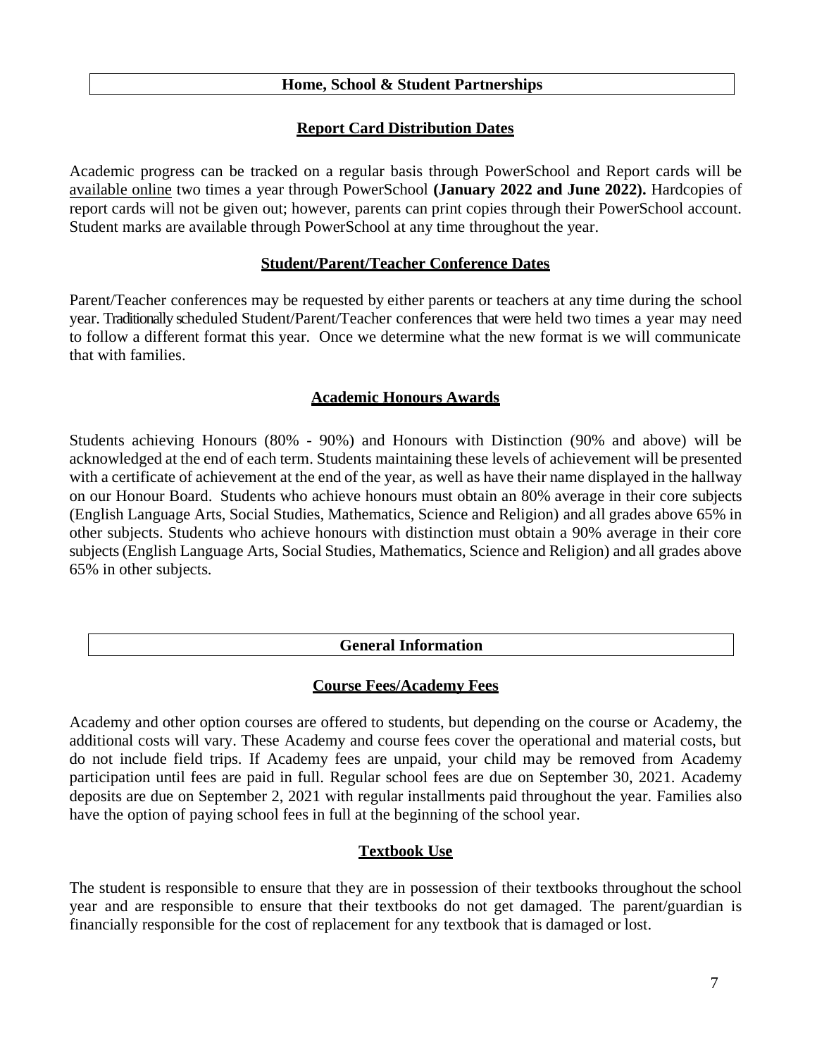## Home, School & Student Partnerships

### Report Card Distribution Dates

Academic progress can be tracked on a regular basis through PowerSchool and Report cards will be available online two times a year through PowerSchool **(January 2022 and June 2022).** Hardcopies of report cards will not be given out; however, parents can print copies through their PowerSchool account. Student marks are available through PowerSchool at any time throughout the year.

### Student/Parent/Teacher Conference Dates

Parent/Teacher conferences may be requested by either parents or teachers at any time during the school year. Traditionally scheduled Student/Parent/Teacher conferences that were held two times a year may need to follow a different format this year. Once we determine what the new format is we will communicate that with families.

### Academic Honours Awards

Students achieving Honours (80% - 90%) and Honours with Distinction (90% and above) will be acknowledged at the end of each term. Students maintaining these levels of achievement will be presented with a certificate of achievement at the end of the year, as well as have their name displayed in the hallway on our Honour Board. Students who achieve honours must obtain an 80% average in their core subjects (English Language Arts, Social Studies, Mathematics, Science and Religion) and all grades above 65% in other subjects. Students who achieve honours with distinction must obtain a 90% average in their core subjects (English Language Arts, Social Studies, Mathematics, Science and Religion) and all grades above 65% in other subjects.

## General Information

### Course Fees/Academy Fees

Academy and other option courses are offered to students, but depending on the course or Academy, the additional costs will vary. These Academy and course fees cover the operational and material costs, but do not include field trips. If Academy fees are unpaid, your child may be removed from Academy participation until fees are paid in full. Regular school fees are due on September 30, 2021. Academy deposits are due on September 2, 2021 with regular installments paid throughout the year. Families also have the option of paying school fees in full at the beginning of the school year.

### Textbook Use

The student is responsible to ensure that they are in possession of their textbooks throughout the school year and are responsible to ensure that their textbooks do not get damaged. The parent/guardian is financially responsible for the cost of replacement for any textbook that is damaged or lost.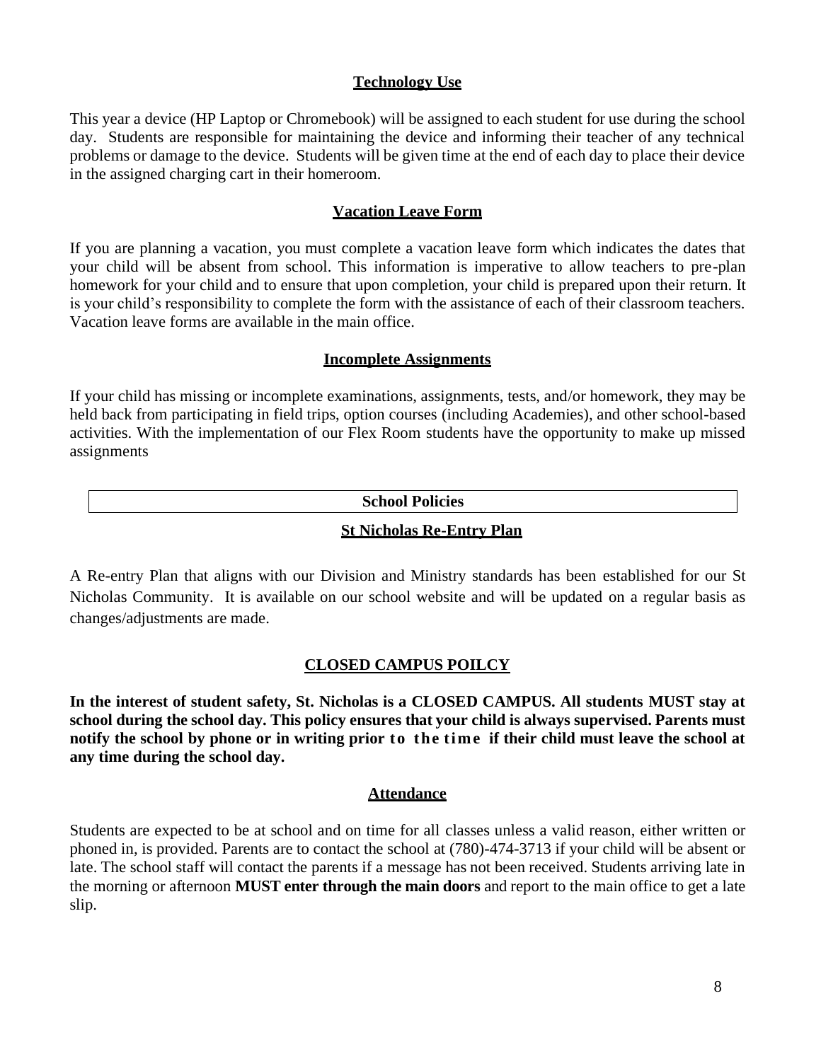## Technology Use

This year a device (HP Laptop or Chromebook) will be assigned to each student for use during the school day. Students are responsible for maintaining the device and informing their teacher of any technical problems or damage to the device. Students will be given time at the end of each day to place their device in the assigned charging cart in their homeroom.

## Vacation Leave Form

If you are planning a vacation, you must complete a vacation leave form which indicates the dates that your child will be absent from school. This information is imperative to allow teachers to pre-plan homework for your child and to ensure that upon completion, your child is prepared upon their return. It is your child's responsibility to complete the form with the assistance of each of their classroom teachers. Vacation leave forms are available in the main office.

## Incomplete Assignments

If your child has missing or incomplete examinations, assignments, tests, and/or homework, they may be held back from participating in field trips, option courses (including Academies), and other school-based activities. With the implementation of our Flex Room students have the opportunity to make up missed assignments

# School Policies

## St Nicholas Re-Entry Plan

A Re-entry Plan that aligns with our Division and Ministry standards has been established for our St Nicholas Community. It is available on our school website and will be updated on a regular basis as changes/adjustments are made.

## CLOSED CAMPUS POILCY

**In the interest of student safety, St. Nicholas is a CLOSED CAMPUS. All students MUST stay at school during the school day. This policy ensures that your child is always supervised. Parents must notify the school by phone or in writing prior to the time if their child must leave the school at any time during the school day.**

## Attendance

Students are expected to be at school and on time for all classes unless a valid reason, either written or phoned in, is provided. Parents are to contact the school at (780)-474-3713 if your child will be absent or late. The school staff will contact the parents if a message has not been received. Students arriving late in the morning or afternoon **MUST enter through the main doors** and report to the main office to get a late slip.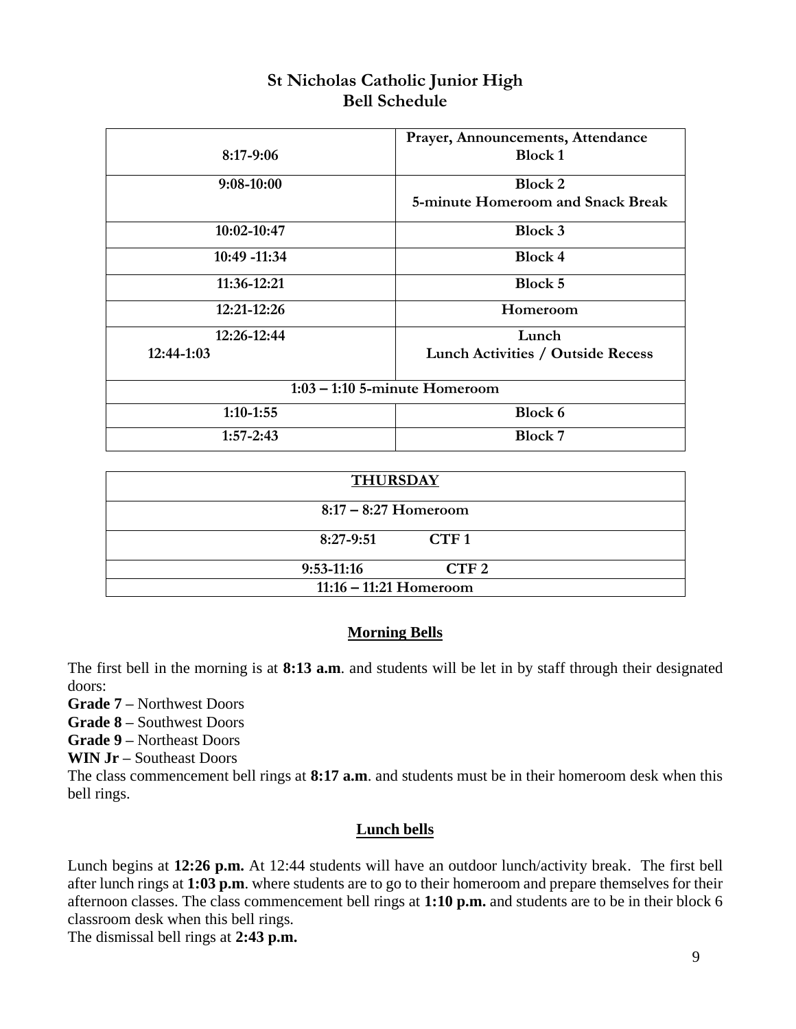# St Nicholas Catholic Junior High
## Bell Schedule

| Time | Activity |
|---|---|
| 8:17-9:06 | Prayer, Announcements, Attendance<br>Block 1 |
| 9:08-10:00 | Block 2<br>5-minute Homeroom and Snack Break |
| 10:02-10:47 | Block 3 |
| 10:49 -11:34 | Block 4 |
| 11:36-12:21 | Block 5 |
| 12:21-12:26 | Homeroom |
| 12:26-12:44<br>12:44-1:03 | Lunch<br>Lunch Activities / Outside Recess |
| 1:03 – 1:10 5-minute Homeroom | |
| 1:10-1:55 | Block 6 |
| 1:57-2:43 | Block 7 |

| **THURSDAY** | |
|---|---|
| 8:17 – 8:27 Homeroom | |
| 8:27-9:51 | CTF 1 |
| 9:53-11:16 | CTF 2 |
| 11:16 – 11:21 Homeroom | |

### Morning Bells

The first bell in the morning is at **8:13 a.m**. and students will be let in by staff through their designated doors:

**Grade 7 –** Northwest Doors
**Grade 8 –** Southwest Doors
**Grade 9 –** Northeast Doors
**WIN Jr –** Southeast Doors

The class commencement bell rings at **8:17 a.m**. and students must be in their homeroom desk when this bell rings.

### Lunch bells

Lunch begins at **12:26 p.m.** At 12:44 students will have an outdoor lunch/activity break. The first bell after lunch rings at **1:03 p.m**. where students are to go to their homeroom and prepare themselves for their afternoon classes. The class commencement bell rings at **1:10 p.m.** and students are to be in their block 6 classroom desk when this bell rings.

The dismissal bell rings at **2:43 p.m.**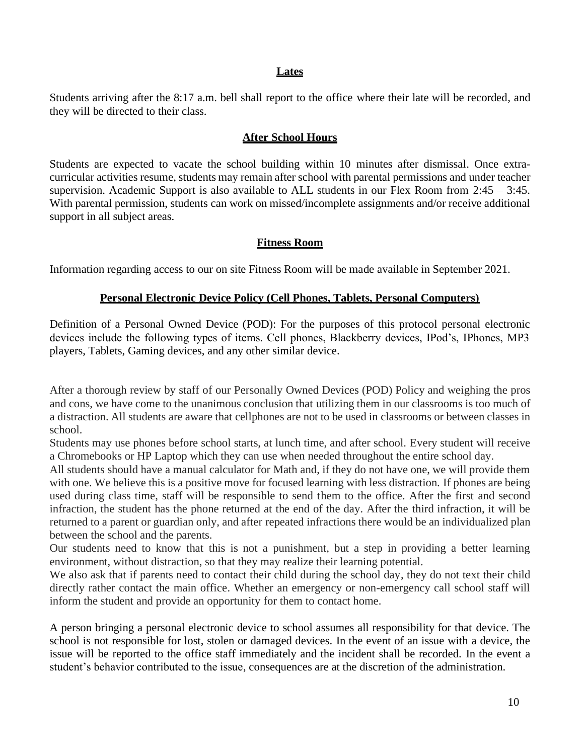## Lates

Students arriving after the 8:17 a.m. bell shall report to the office where their late will be recorded, and they will be directed to their class.

## After School Hours

Students are expected to vacate the school building within 10 minutes after dismissal. Once extra-curricular activities resume, students may remain after school with parental permissions and under teacher supervision. Academic Support is also available to ALL students in our Flex Room from 2:45 – 3:45. With parental permission, students can work on missed/incomplete assignments and/or receive additional support in all subject areas.

## Fitness Room

Information regarding access to our on site Fitness Room will be made available in September 2021.

## Personal Electronic Device Policy (Cell Phones, Tablets, Personal Computers)

Definition of a Personal Owned Device (POD): For the purposes of this protocol personal electronic devices include the following types of items. Cell phones, Blackberry devices, IPod's, IPhones, MP3 players, Tablets, Gaming devices, and any other similar device.

After a thorough review by staff of our Personally Owned Devices (POD) Policy and weighing the pros and cons, we have come to the unanimous conclusion that utilizing them in our classrooms is too much of a distraction. All students are aware that cellphones are not to be used in classrooms or between classes in school.

Students may use phones before school starts, at lunch time, and after school. Every student will receive a Chromebooks or HP Laptop which they can use when needed throughout the entire school day.

All students should have a manual calculator for Math and, if they do not have one, we will provide them with one. We believe this is a positive move for focused learning with less distraction. If phones are being used during class time, staff will be responsible to send them to the office. After the first and second infraction, the student has the phone returned at the end of the day. After the third infraction, it will be returned to a parent or guardian only, and after repeated infractions there would be an individualized plan between the school and the parents.

Our students need to know that this is not a punishment, but a step in providing a better learning environment, without distraction, so that they may realize their learning potential.

We also ask that if parents need to contact their child during the school day, they do not text their child directly rather contact the main office. Whether an emergency or non-emergency call school staff will inform the student and provide an opportunity for them to contact home.

A person bringing a personal electronic device to school assumes all responsibility for that device. The school is not responsible for lost, stolen or damaged devices. In the event of an issue with a device, the issue will be reported to the office staff immediately and the incident shall be recorded. In the event a student's behavior contributed to the issue, consequences are at the discretion of the administration.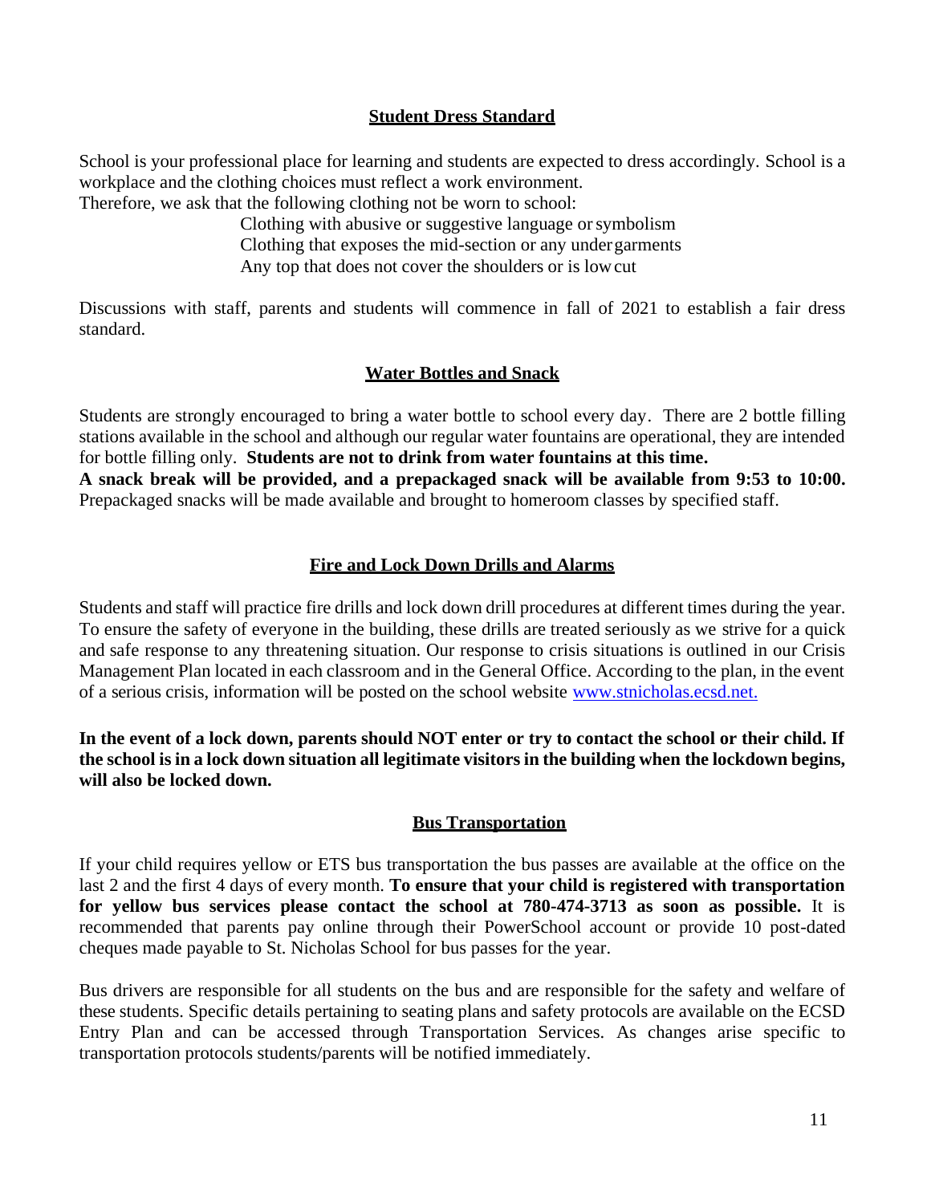## Student Dress Standard

School is your professional place for learning and students are expected to dress accordingly. School is a workplace and the clothing choices must reflect a work environment.
Therefore, we ask that the following clothing not be worn to school:

- Clothing with abusive or suggestive language or symbolism
- Clothing that exposes the mid-section or any undergarments
- Any top that does not cover the shoulders or is low cut

Discussions with staff, parents and students will commence in fall of 2021 to establish a fair dress standard.

## Water Bottles and Snack

Students are strongly encouraged to bring a water bottle to school every day. There are 2 bottle filling stations available in the school and although our regular water fountains are operational, they are intended for bottle filling only. **Students are not to drink from water fountains at this time.**
**A snack break will be provided, and a prepackaged snack will be available from 9:53 to 10:00.** Prepackaged snacks will be made available and brought to homeroom classes by specified staff.

## Fire and Lock Down Drills and Alarms

Students and staff will practice fire drills and lock down drill procedures at different times during the year. To ensure the safety of everyone in the building, these drills are treated seriously as we strive for a quick and safe response to any threatening situation. Our response to crisis situations is outlined in our Crisis Management Plan located in each classroom and in the General Office. According to the plan, in the event of a serious crisis, information will be posted on the school website www.stnicholas.ecsd.net.

**In the event of a lock down, parents should NOT enter or try to contact the school or their child. If the school is in a lock down situation all legitimate visitors in the building when the lockdown begins, will also be locked down.**

## Bus Transportation

If your child requires yellow or ETS bus transportation the bus passes are available at the office on the last 2 and the first 4 days of every month. **To ensure that your child is registered with transportation for yellow bus services please contact the school at 780-474-3713 as soon as possible.** It is recommended that parents pay online through their PowerSchool account or provide 10 post-dated cheques made payable to St. Nicholas School for bus passes for the year.

Bus drivers are responsible for all students on the bus and are responsible for the safety and welfare of these students. Specific details pertaining to seating plans and safety protocols are available on the ECSD Entry Plan and can be accessed through Transportation Services. As changes arise specific to transportation protocols students/parents will be notified immediately.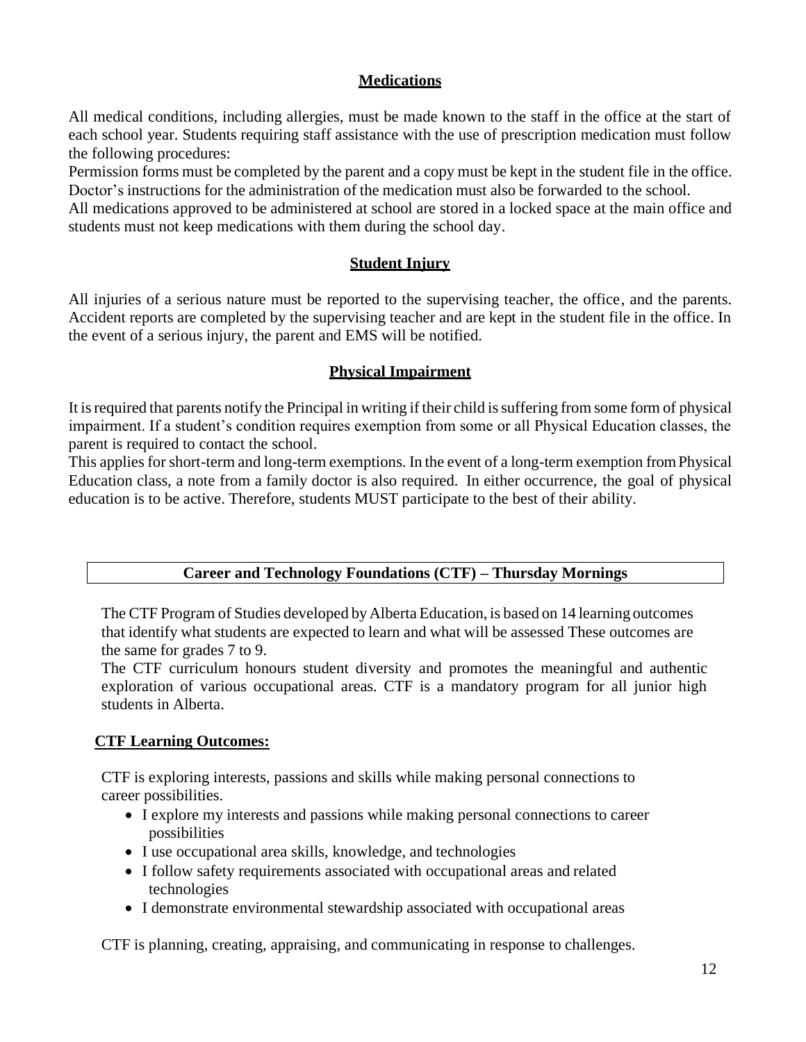## Medications

All medical conditions, including allergies, must be made known to the staff in the office at the start of each school year. Students requiring staff assistance with the use of prescription medication must follow the following procedures:

Permission forms must be completed by the parent and a copy must be kept in the student file in the office. Doctor's instructions for the administration of the medication must also be forwarded to the school.

All medications approved to be administered at school are stored in a locked space at the main office and students must not keep medications with them during the school day.

## Student Injury

All injuries of a serious nature must be reported to the supervising teacher, the office, and the parents. Accident reports are completed by the supervising teacher and are kept in the student file in the office. In the event of a serious injury, the parent and EMS will be notified.

## Physical Impairment

It is required that parents notify the Principal in writing if their child is suffering from some form of physical impairment. If a student's condition requires exemption from some or all Physical Education classes, the parent is required to contact the school.

This applies for short-term and long-term exemptions. In the event of a long-term exemption from Physical Education class, a note from a family doctor is also required. In either occurrence, the goal of physical education is to be active. Therefore, students MUST participate to the best of their ability.

## Career and Technology Foundations (CTF) – Thursday Mornings

The CTF Program of Studies developed by Alberta Education, is based on 14 learning outcomes that identify what students are expected to learn and what will be assessed These outcomes are the same for grades 7 to 9.

The CTF curriculum honours student diversity and promotes the meaningful and authentic exploration of various occupational areas. CTF is a mandatory program for all junior high students in Alberta.

### CTF Learning Outcomes:

CTF is exploring interests, passions and skills while making personal connections to career possibilities.

- I explore my interests and passions while making personal connections to career possibilities
- I use occupational area skills, knowledge, and technologies
- I follow safety requirements associated with occupational areas and related technologies
- I demonstrate environmental stewardship associated with occupational areas

CTF is planning, creating, appraising, and communicating in response to challenges.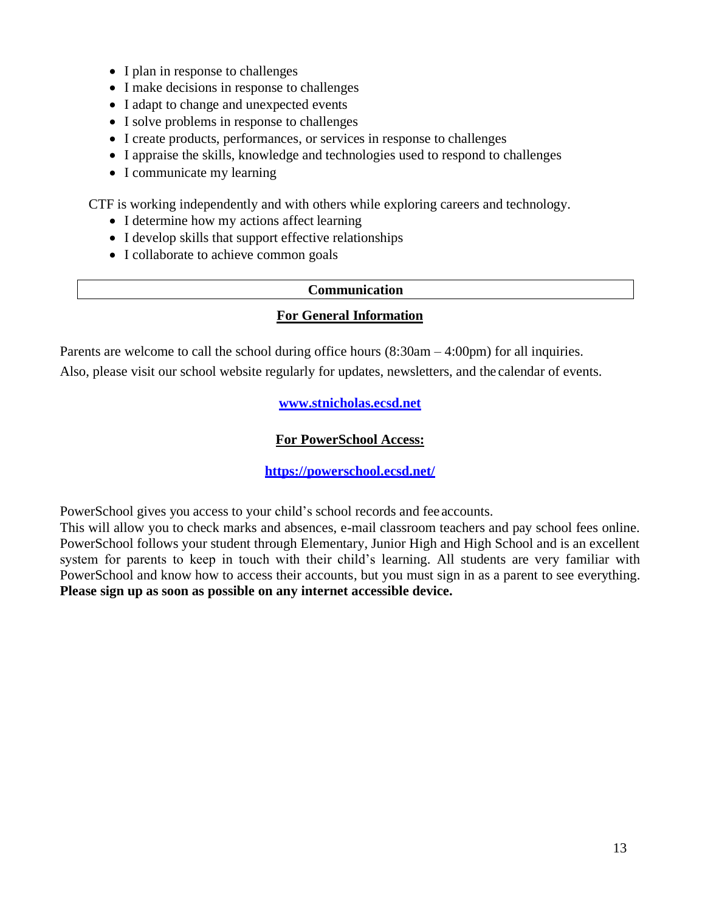- I plan in response to challenges
- I make decisions in response to challenges
- I adapt to change and unexpected events
- I solve problems in response to challenges
- I create products, performances, or services in response to challenges
- I appraise the skills, knowledge and technologies used to respond to challenges
- I communicate my learning

CTF is working independently and with others while exploring careers and technology.

- I determine how my actions affect learning
- I develop skills that support effective relationships
- I collaborate to achieve common goals

## Communication

### For General Information

Parents are welcome to call the school during office hours (8:30am – 4:00pm) for all inquiries.
Also, please visit our school website regularly for updates, newsletters, and the calendar of events.

**www.stnicholas.ecsd.net**

### For PowerSchool Access:

**https://powerschool.ecsd.net/**

PowerSchool gives you access to your child's school records and fee accounts.
This will allow you to check marks and absences, e-mail classroom teachers and pay school fees online. PowerSchool follows your student through Elementary, Junior High and High School and is an excellent system for parents to keep in touch with their child's learning. All students are very familiar with PowerSchool and know how to access their accounts, but you must sign in as a parent to see everything. **Please sign up as soon as possible on any internet accessible device.**